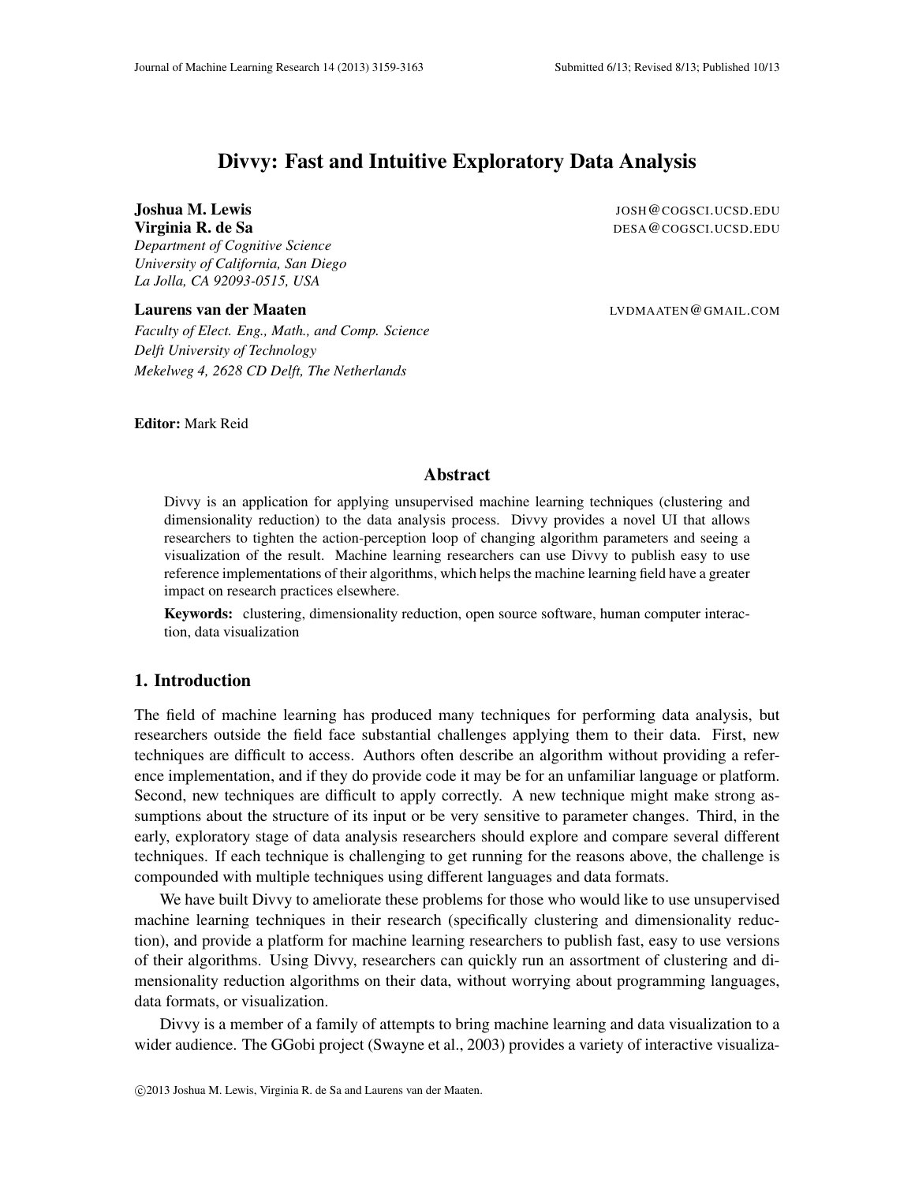# Divvy: Fast and Intuitive Exploratory Data Analysis

**Joshua M. Lewis** JOSH@COGSCI.UCSD.EDU
**Virginia R. de Sa** DESA@COGSCI.UCSD.EDU
*Department of Cognitive Science*
*University of California, San Diego*
*La Jolla, CA 92093-0515, USA*

**Laurens van der Maaten** LVDMAATEN@GMAIL.COM
*Faculty of Elect. Eng., Math., and Comp. Science*
*Delft University of Technology*
*Mekelweg 4, 2628 CD Delft, The Netherlands*

**Editor:** Mark Reid

## Abstract

Divvy is an application for applying unsupervised machine learning techniques (clustering and dimensionality reduction) to the data analysis process. Divvy provides a novel UI that allows researchers to tighten the action-perception loop of changing algorithm parameters and seeing a visualization of the result. Machine learning researchers can use Divvy to publish easy to use reference implementations of their algorithms, which helps the machine learning field have a greater impact on research practices elsewhere.

**Keywords:** clustering, dimensionality reduction, open source software, human computer interaction, data visualization

## 1. Introduction

The field of machine learning has produced many techniques for performing data analysis, but researchers outside the field face substantial challenges applying them to their data. First, new techniques are difficult to access. Authors often describe an algorithm without providing a reference implementation, and if they do provide code it may be for an unfamiliar language or platform. Second, new techniques are difficult to apply correctly. A new technique might make strong assumptions about the structure of its input or be very sensitive to parameter changes. Third, in the early, exploratory stage of data analysis researchers should explore and compare several different techniques. If each technique is challenging to get running for the reasons above, the challenge is compounded with multiple techniques using different languages and data formats.

We have built Divvy to ameliorate these problems for those who would like to use unsupervised machine learning techniques in their research (specifically clustering and dimensionality reduction), and provide a platform for machine learning researchers to publish fast, easy to use versions of their algorithms. Using Divvy, researchers can quickly run an assortment of clustering and dimensionality reduction algorithms on their data, without worrying about programming languages, data formats, or visualization.

Divvy is a member of a family of attempts to bring machine learning and data visualization to a wider audience. The GGobi project (Swayne et al., 2003) provides a variety of interactive visualiza-

©2013 Joshua M. Lewis, Virginia R. de Sa and Laurens van der Maaten.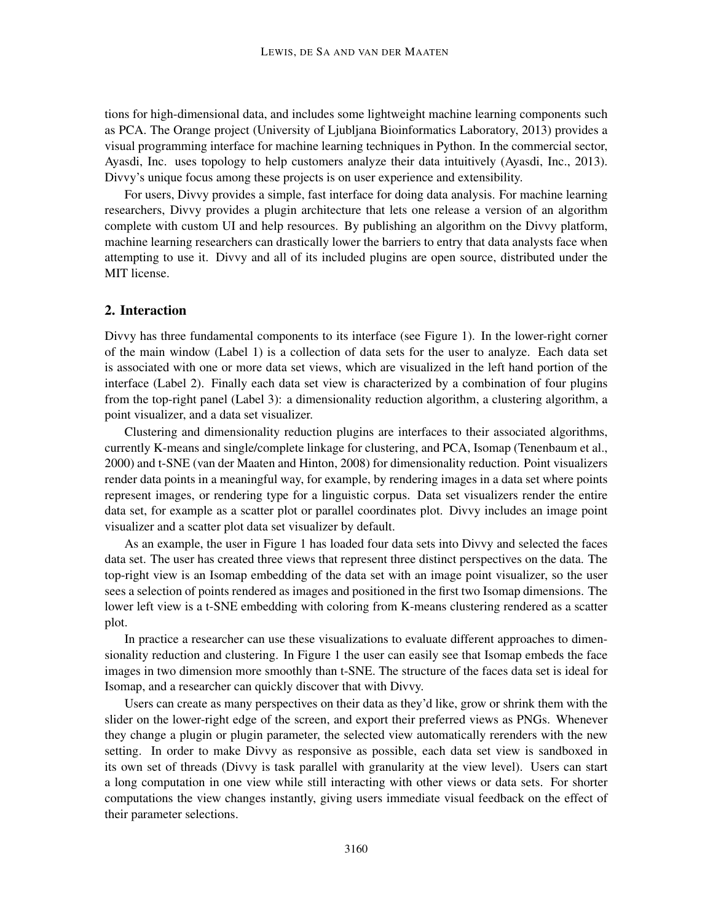tions for high-dimensional data, and includes some lightweight machine learning components such as PCA. The Orange project (University of Ljubljana Bioinformatics Laboratory, 2013) provides a visual programming interface for machine learning techniques in Python. In the commercial sector, Ayasdi, Inc. uses topology to help customers analyze their data intuitively (Ayasdi, Inc., 2013). Divvy's unique focus among these projects is on user experience and extensibility.

For users, Divvy provides a simple, fast interface for doing data analysis. For machine learning researchers, Divvy provides a plugin architecture that lets one release a version of an algorithm complete with custom UI and help resources. By publishing an algorithm on the Divvy platform, machine learning researchers can drastically lower the barriers to entry that data analysts face when attempting to use it. Divvy and all of its included plugins are open source, distributed under the MIT license.

## 2. Interaction

Divvy has three fundamental components to its interface (see Figure 1). In the lower-right corner of the main window (Label 1) is a collection of data sets for the user to analyze. Each data set is associated with one or more data set views, which are visualized in the left hand portion of the interface (Label 2). Finally each data set view is characterized by a combination of four plugins from the top-right panel (Label 3): a dimensionality reduction algorithm, a clustering algorithm, a point visualizer, and a data set visualizer.

Clustering and dimensionality reduction plugins are interfaces to their associated algorithms, currently K-means and single/complete linkage for clustering, and PCA, Isomap (Tenenbaum et al., 2000) and t-SNE (van der Maaten and Hinton, 2008) for dimensionality reduction. Point visualizers render data points in a meaningful way, for example, by rendering images in a data set where points represent images, or rendering type for a linguistic corpus. Data set visualizers render the entire data set, for example as a scatter plot or parallel coordinates plot. Divvy includes an image point visualizer and a scatter plot data set visualizer by default.

As an example, the user in Figure 1 has loaded four data sets into Divvy and selected the faces data set. The user has created three views that represent three distinct perspectives on the data. The top-right view is an Isomap embedding of the data set with an image point visualizer, so the user sees a selection of points rendered as images and positioned in the first two Isomap dimensions. The lower left view is a t-SNE embedding with coloring from K-means clustering rendered as a scatter plot.

In practice a researcher can use these visualizations to evaluate different approaches to dimensionality reduction and clustering. In Figure 1 the user can easily see that Isomap embeds the face images in two dimension more smoothly than t-SNE. The structure of the faces data set is ideal for Isomap, and a researcher can quickly discover that with Divvy.

Users can create as many perspectives on their data as they'd like, grow or shrink them with the slider on the lower-right edge of the screen, and export their preferred views as PNGs. Whenever they change a plugin or plugin parameter, the selected view automatically rerenders with the new setting. In order to make Divvy as responsive as possible, each data set view is sandboxed in its own set of threads (Divvy is task parallel with granularity at the view level). Users can start a long computation in one view while still interacting with other views or data sets. For shorter computations the view changes instantly, giving users immediate visual feedback on the effect of their parameter selections.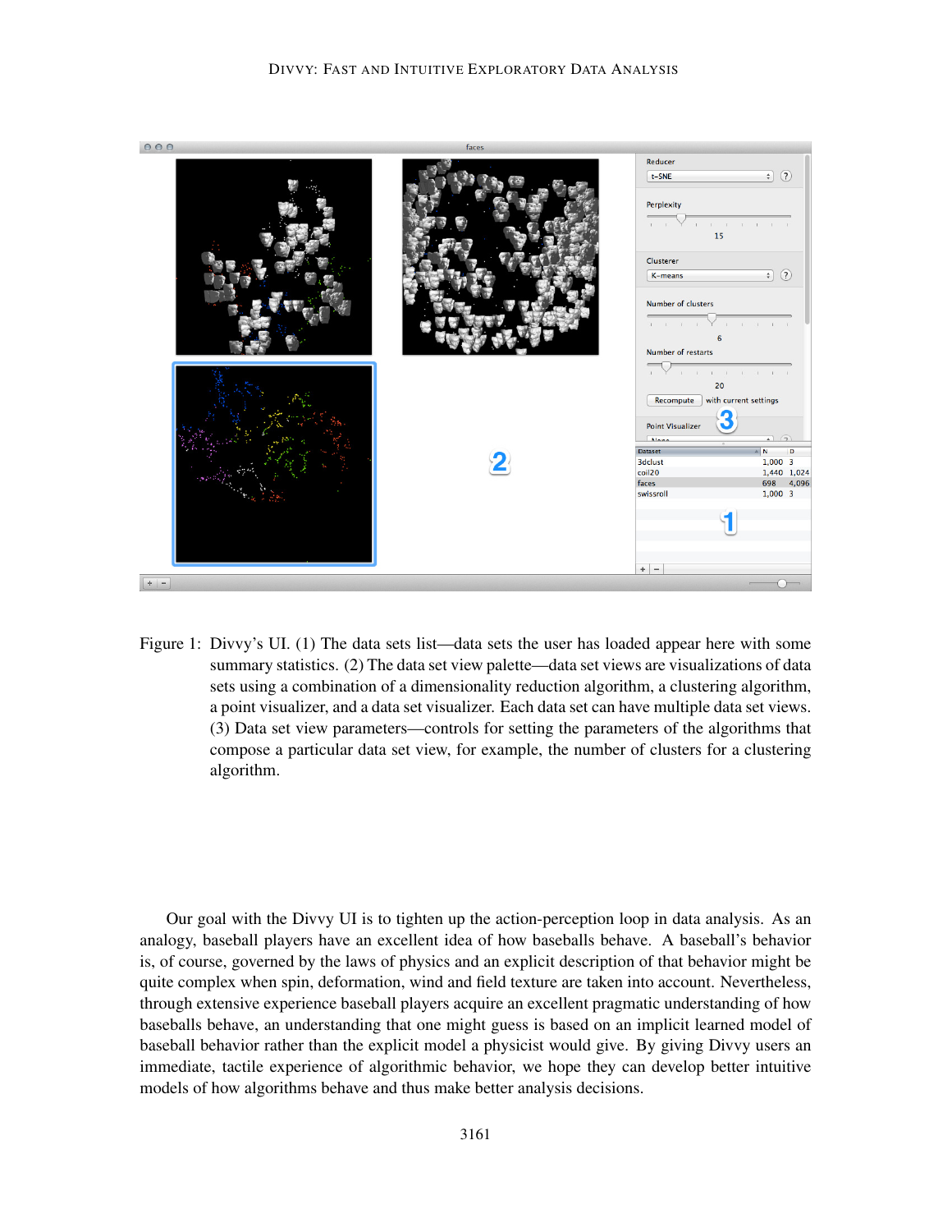Figure 1: Divvy's UI. (1) The data sets list—data sets the user has loaded appear here with some summary statistics. (2) The data set view palette—data set views are visualizations of data sets using a combination of a dimensionality reduction algorithm, a clustering algorithm, a point visualizer, and a data set visualizer. Each data set can have multiple data set views. (3) Data set view parameters—controls for setting the parameters of the algorithms that compose a particular data set view, for example, the number of clusters for a clustering algorithm.

Our goal with the Divvy UI is to tighten up the action-perception loop in data analysis. As an analogy, baseball players have an excellent idea of how baseballs behave. A baseball's behavior is, of course, governed by the laws of physics and an explicit description of that behavior might be quite complex when spin, deformation, wind and field texture are taken into account. Nevertheless, through extensive experience baseball players acquire an excellent pragmatic understanding of how baseballs behave, an understanding that one might guess is based on an implicit learned model of baseball behavior rather than the explicit model a physicist would give. By giving Divvy users an immediate, tactile experience of algorithmic behavior, we hope they can develop better intuitive models of how algorithms behave and thus make better analysis decisions.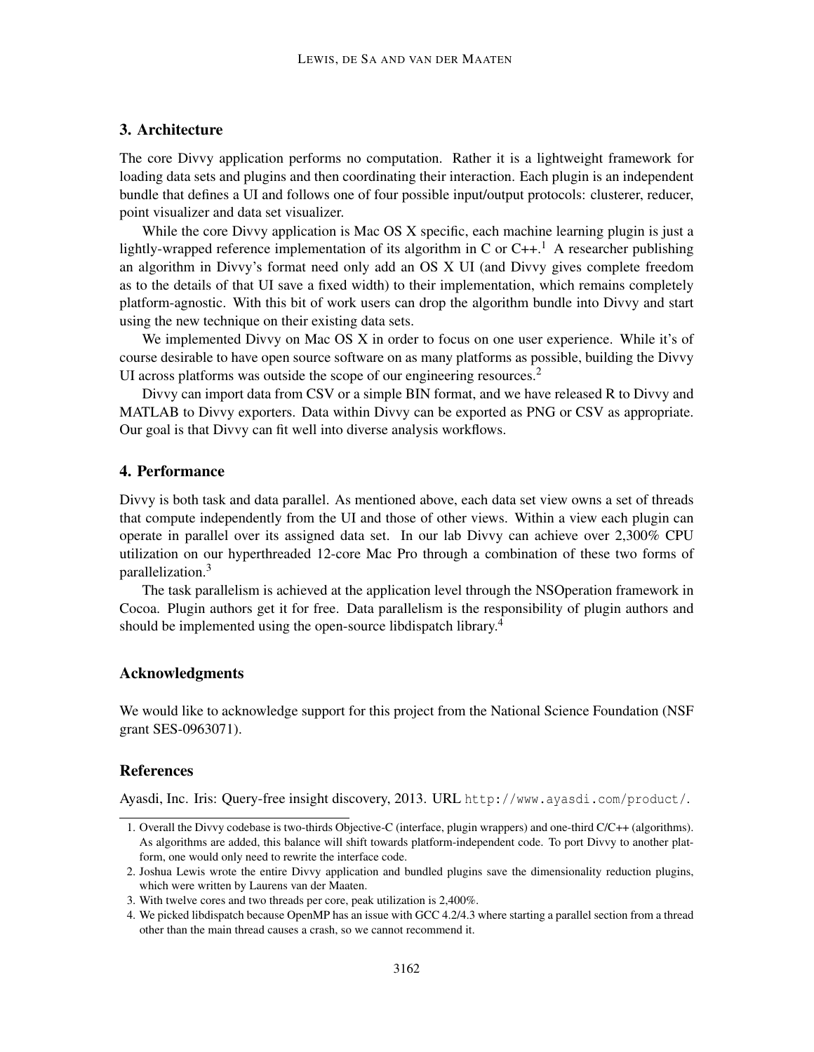## 3. Architecture

The core Divvy application performs no computation. Rather it is a lightweight framework for loading data sets and plugins and then coordinating their interaction. Each plugin is an independent bundle that defines a UI and follows one of four possible input/output protocols: clusterer, reducer, point visualizer and data set visualizer.

While the core Divvy application is Mac OS X specific, each machine learning plugin is just a lightly-wrapped reference implementation of its algorithm in C or C++.[1] A researcher publishing an algorithm in Divvy's format need only add an OS X UI (and Divvy gives complete freedom as to the details of that UI save a fixed width) to their implementation, which remains completely platform-agnostic. With this bit of work users can drop the algorithm bundle into Divvy and start using the new technique on their existing data sets.

We implemented Divvy on Mac OS X in order to focus on one user experience. While it's of course desirable to have open source software on as many platforms as possible, building the Divvy UI across platforms was outside the scope of our engineering resources.[2]

Divvy can import data from CSV or a simple BIN format, and we have released R to Divvy and MATLAB to Divvy exporters. Data within Divvy can be exported as PNG or CSV as appropriate. Our goal is that Divvy can fit well into diverse analysis workflows.

## 4. Performance

Divvy is both task and data parallel. As mentioned above, each data set view owns a set of threads that compute independently from the UI and those of other views. Within a view each plugin can operate in parallel over its assigned data set. In our lab Divvy can achieve over 2,300% CPU utilization on our hyperthreaded 12-core Mac Pro through a combination of these two forms of parallelization.[3]

The task parallelism is achieved at the application level through the NSOperation framework in Cocoa. Plugin authors get it for free. Data parallelism is the responsibility of plugin authors and should be implemented using the open-source libdispatch library.[4]

## Acknowledgments

We would like to acknowledge support for this project from the National Science Foundation (NSF grant SES-0963071).

## References

Ayasdi, Inc. Iris: Query-free insight discovery, 2013. URL http://www.ayasdi.com/product/.

---

1. Overall the Divvy codebase is two-thirds Objective-C (interface, plugin wrappers) and one-third C/C++ (algorithms). As algorithms are added, this balance will shift towards platform-independent code. To port Divvy to another platform, one would only need to rewrite the interface code.
2. Joshua Lewis wrote the entire Divvy application and bundled plugins save the dimensionality reduction plugins, which were written by Laurens van der Maaten.
3. With twelve cores and two threads per core, peak utilization is 2,400%.
4. We picked libdispatch because OpenMP has an issue with GCC 4.2/4.3 where starting a parallel section from a thread other than the main thread causes a crash, so we cannot recommend it.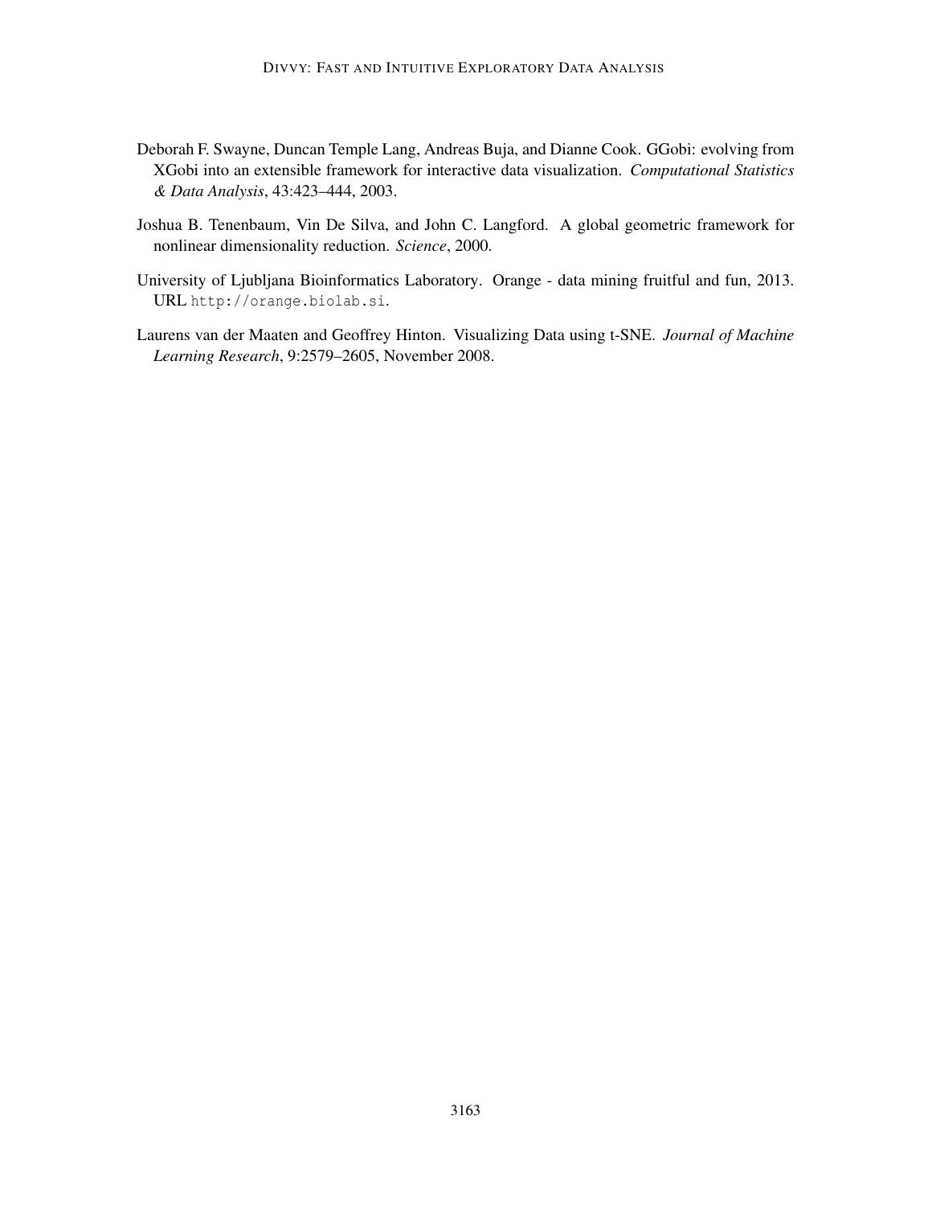Deborah F. Swayne, Duncan Temple Lang, Andreas Buja, and Dianne Cook. GGobi: evolving from XGobi into an extensible framework for interactive data visualization. *Computational Statistics & Data Analysis*, 43:423–444, 2003.

Joshua B. Tenenbaum, Vin De Silva, and John C. Langford. A global geometric framework for nonlinear dimensionality reduction. *Science*, 2000.

University of Ljubljana Bioinformatics Laboratory. Orange - data mining fruitful and fun, 2013. URL `http://orange.biolab.si`.

Laurens van der Maaten and Geoffrey Hinton. Visualizing Data using t-SNE. *Journal of Machine Learning Research*, 9:2579–2605, November 2008.